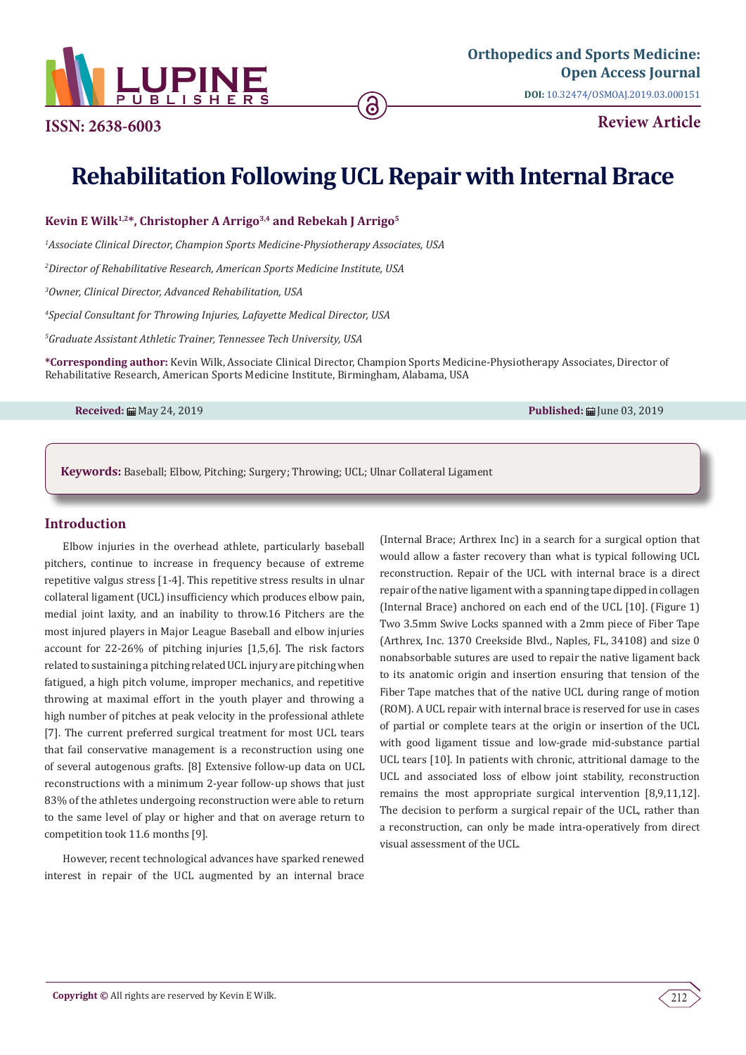ISSN: 2638-6003

Orthopedics and Sports Medicine: Open Access Journal

DOI: 10.32474/OSMOAJ.2019.03.000151

Review Article

# Rehabilitation Following UCL Repair with Internal Brace

**Kevin E Wilk[1,2]*, Christopher A Arrigo[3,4] and Rebekah J Arrigo[5]**

*[1]Associate Clinical Director, Champion Sports Medicine-Physiotherapy Associates, USA*

*[2]Director of Rehabilitative Research, American Sports Medicine Institute, USA*

*[3]Owner, Clinical Director, Advanced Rehabilitation, USA*

*[4]Special Consultant for Throwing Injuries, Lafayette Medical Director, USA*

*[5]Graduate Assistant Athletic Trainer, Tennessee Tech University, USA*

**\*Corresponding author:** Kevin Wilk, Associate Clinical Director, Champion Sports Medicine-Physiotherapy Associates, Director of Rehabilitative Research, American Sports Medicine Institute, Birmingham, Alabama, USA

**Received:** May 24, 2019 **Published:** June 03, 2019

**Keywords:** Baseball; Elbow, Pitching; Surgery; Throwing; UCL; Ulnar Collateral Ligament

## Introduction

Elbow injuries in the overhead athlete, particularly baseball pitchers, continue to increase in frequency because of extreme repetitive valgus stress [1-4]. This repetitive stress results in ulnar collateral ligament (UCL) insufficiency which produces elbow pain, medial joint laxity, and an inability to throw.16 Pitchers are the most injured players in Major League Baseball and elbow injuries account for 22-26% of pitching injuries [1,5,6]. The risk factors related to sustaining a pitching related UCL injury are pitching when fatigued, a high pitch volume, improper mechanics, and repetitive throwing at maximal effort in the youth player and throwing a high number of pitches at peak velocity in the professional athlete [7]. The current preferred surgical treatment for most UCL tears that fail conservative management is a reconstruction using one of several autogenous grafts. [8] Extensive follow-up data on UCL reconstructions with a minimum 2-year follow-up shows that just 83% of the athletes undergoing reconstruction were able to return to the same level of play or higher and that on average return to competition took 11.6 months [9].

However, recent technological advances have sparked renewed interest in repair of the UCL augmented by an internal brace (Internal Brace; Arthrex Inc) in a search for a surgical option that would allow a faster recovery than what is typical following UCL reconstruction. Repair of the UCL with internal brace is a direct repair of the native ligament with a spanning tape dipped in collagen (Internal Brace) anchored on each end of the UCL [10]. (Figure 1) Two 3.5mm Swive Locks spanned with a 2mm piece of Fiber Tape (Arthrex, Inc. 1370 Creekside Blvd., Naples, FL, 34108) and size 0 nonabsorbable sutures are used to repair the native ligament back to its anatomic origin and insertion ensuring that tension of the Fiber Tape matches that of the native UCL during range of motion (ROM). A UCL repair with internal brace is reserved for use in cases of partial or complete tears at the origin or insertion of the UCL with good ligament tissue and low-grade mid-substance partial UCL tears [10]. In patients with chronic, attritional damage to the UCL and associated loss of elbow joint stability, reconstruction remains the most appropriate surgical intervention [8,9,11,12]. The decision to perform a surgical repair of the UCL, rather than a reconstruction, can only be made intra-operatively from direct visual assessment of the UCL.

**Copyright ©** All rights are reserved by Kevin E Wilk.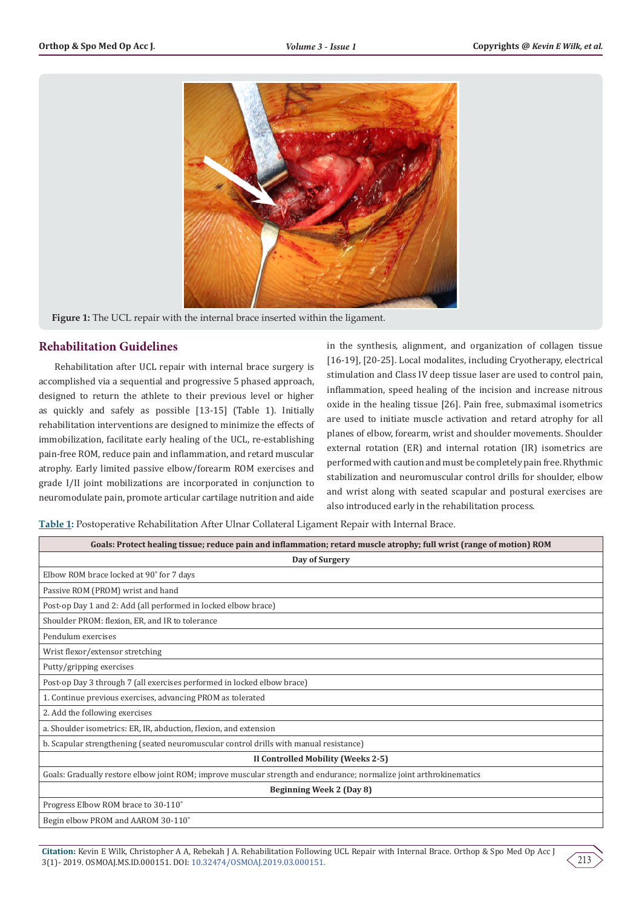Figure 1: The UCL repair with the internal brace inserted within the ligament.

## Rehabilitation Guidelines

Rehabilitation after UCL repair with internal brace surgery is accomplished via a sequential and progressive 5 phased approach, designed to return the athlete to their previous level or higher as quickly and safely as possible [13-15] (Table 1). Initially rehabilitation interventions are designed to minimize the effects of immobilization, facilitate early healing of the UCL, re-establishing pain-free ROM, reduce pain and inflammation, and retard muscular atrophy. Early limited passive elbow/forearm ROM exercises and grade I/II joint mobilizations are incorporated in conjunction to neuromodulate pain, promote articular cartilage nutrition and aide in the synthesis, alignment, and organization of collagen tissue [16-19], [20-25]. Local modalites, including Cryotherapy, electrical stimulation and Class IV deep tissue laser are used to control pain, inflammation, speed healing of the incision and increase nitrous oxide in the healing tissue [26]. Pain free, submaximal isometrics are used to initiate muscle activation and retard atrophy for all planes of elbow, forearm, wrist and shoulder movements. Shoulder external rotation (ER) and internal rotation (IR) isometrics are performed with caution and must be completely pain free. Rhythmic stabilization and neuromuscular control drills for shoulder, elbow and wrist along with seated scapular and postural exercises are also introduced early in the rehabilitation process.

**Table 1:** Postoperative Rehabilitation After Ulnar Collateral Ligament Repair with Internal Brace.

| Goals: Protect healing tissue; reduce pain and inflammation; retard muscle atrophy; full wrist (range of motion) ROM |
|---|
| **Day of Surgery** |
| Elbow ROM brace locked at 90˚ for 7 days |
| Passive ROM (PROM) wrist and hand |
| Post-op Day 1 and 2: Add (all performed in locked elbow brace) |
| Shoulder PROM: flexion, ER, and IR to tolerance |
| Pendulum exercises |
| Wrist flexor/extensor stretching |
| Putty/gripping exercises |
| Post-op Day 3 through 7 (all exercises performed in locked elbow brace) |
| 1. Continue previous exercises, advancing PROM as tolerated |
| 2. Add the following exercises |
| a. Shoulder isometrics: ER, IR, abduction, flexion, and extension |
| b. Scapular strengthening (seated neuromuscular control drills with manual resistance) |
| **II Controlled Mobility (Weeks 2-5)** |
| Goals: Gradually restore elbow joint ROM; improve muscular strength and endurance; normalize joint arthrokinematics |
| **Beginning Week 2 (Day 8)** |
| Progress Elbow ROM brace to 30-110˚ |
| Begin elbow PROM and AAROM 30-110˚ |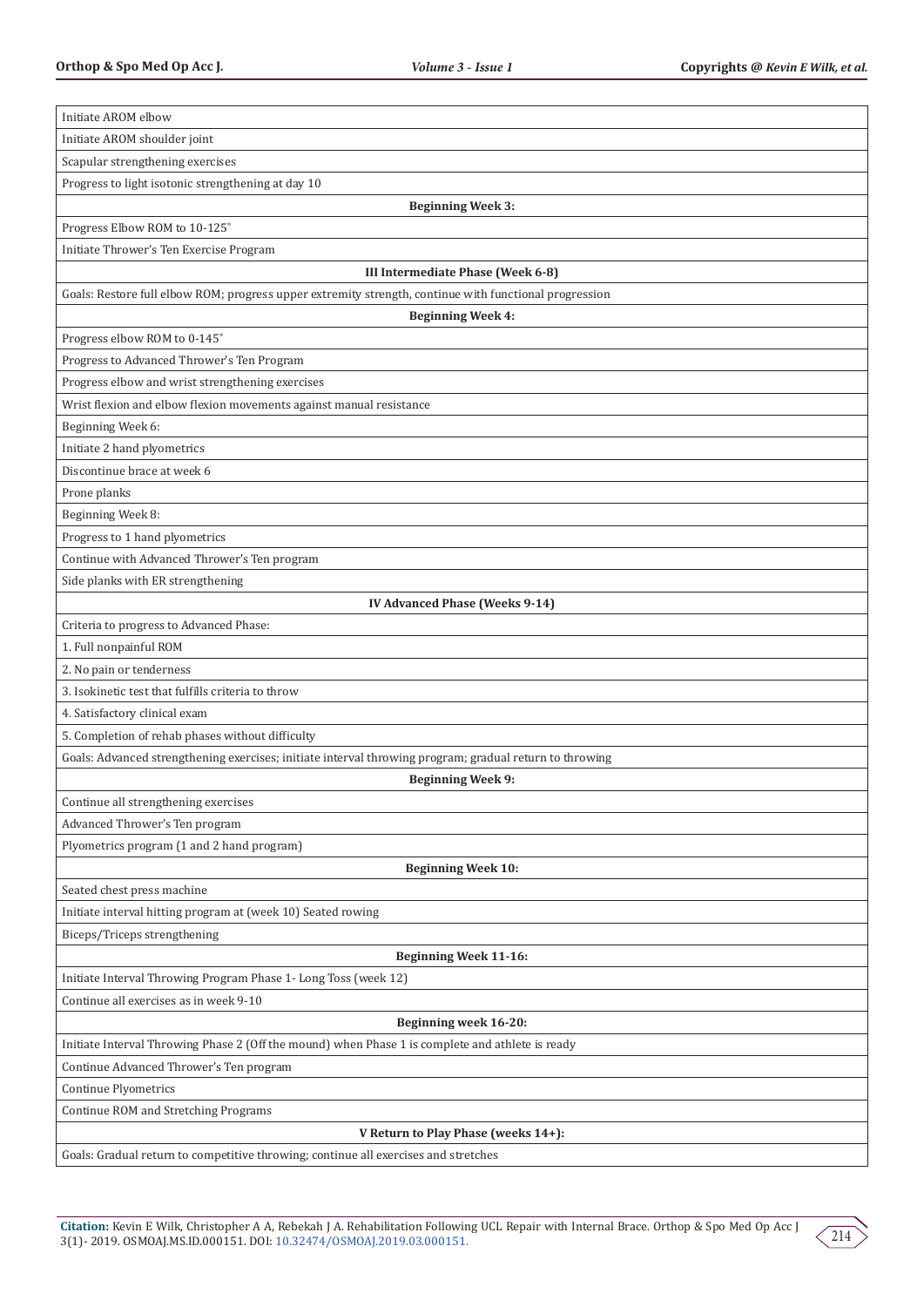| Initiate AROM elbow |
|---|
| Initiate AROM shoulder joint |
| Scapular strengthening exercises |
| Progress to light isotonic strengthening at day 10 |
| **Beginning Week 3:** |
| Progress Elbow ROM to 10-125˚ |
| Initiate Thrower's Ten Exercise Program |
| **III Intermediate Phase (Week 6-8)** |
| Goals: Restore full elbow ROM; progress upper extremity strength, continue with functional progression |
| **Beginning Week 4:** |
| Progress elbow ROM to 0-145˚ |
| Progress to Advanced Thrower's Ten Program |
| Progress elbow and wrist strengthening exercises |
| Wrist flexion and elbow flexion movements against manual resistance |
| Beginning Week 6: |
| Initiate 2 hand plyometrics |
| Discontinue brace at week 6 |
| Prone planks |
| Beginning Week 8: |
| Progress to 1 hand plyometrics |
| Continue with Advanced Thrower's Ten program |
| Side planks with ER strengthening |
| **IV Advanced Phase (Weeks 9-14)** |
| Criteria to progress to Advanced Phase: |
| 1. Full nonpainful ROM |
| 2. No pain or tenderness |
| 3. Isokinetic test that fulfills criteria to throw |
| 4. Satisfactory clinical exam |
| 5. Completion of rehab phases without difficulty |
| Goals: Advanced strengthening exercises; initiate interval throwing program; gradual return to throwing |
| **Beginning Week 9:** |
| Continue all strengthening exercises |
| Advanced Thrower's Ten program |
| Plyometrics program (1 and 2 hand program) |
| **Beginning Week 10:** |
| Seated chest press machine |
| Initiate interval hitting program at (week 10) Seated rowing |
| Biceps/Triceps strengthening |
| **Beginning Week 11-16:** |
| Initiate Interval Throwing Program Phase 1- Long Toss (week 12) |
| Continue all exercises as in week 9-10 |
| **Beginning week 16-20:** |
| Initiate Interval Throwing Phase 2 (Off the mound) when Phase 1 is complete and athlete is ready |
| Continue Advanced Thrower's Ten program |
| Continue Plyometrics |
| Continue ROM and Stretching Programs |
| **V Return to Play Phase (weeks 14+):** |
| Goals: Gradual return to competitive throwing; continue all exercises and stretches |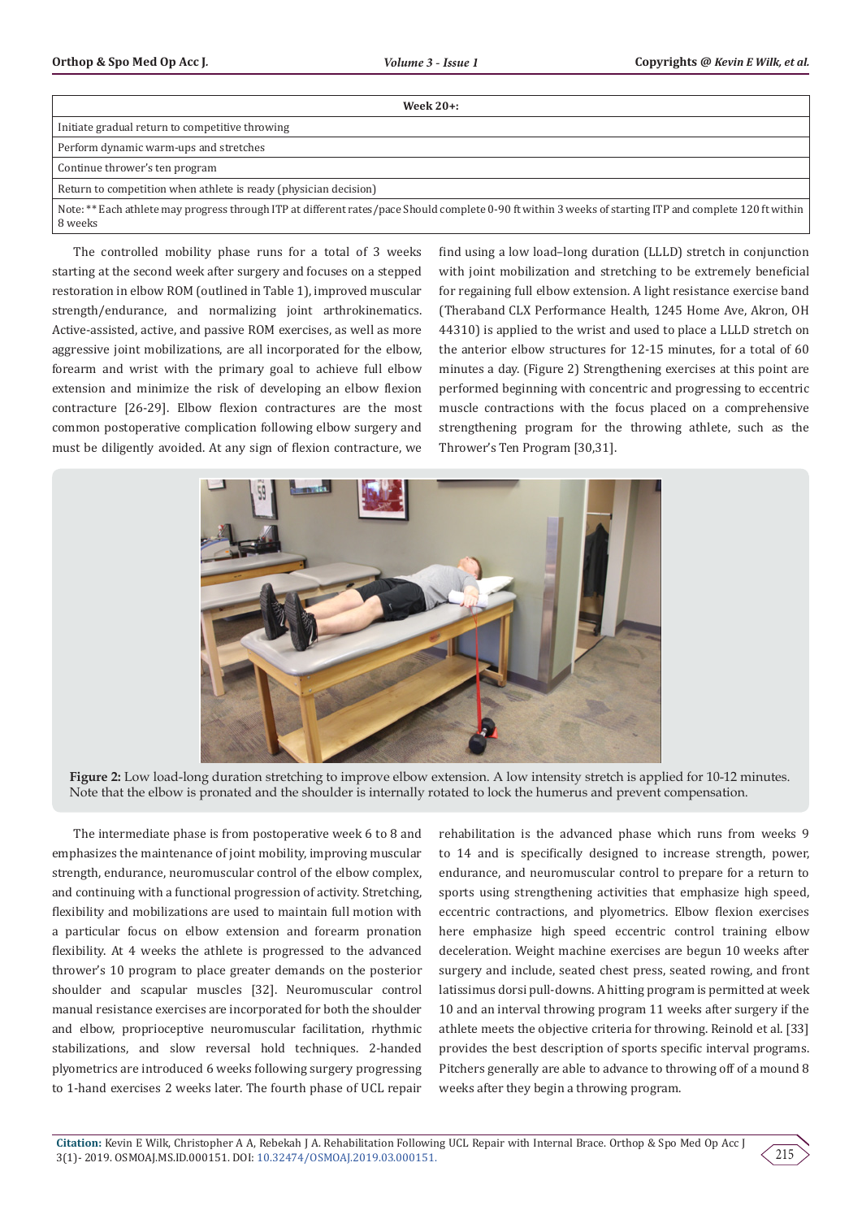| Week 20+: |
|---|
| Initiate gradual return to competitive throwing |
| Perform dynamic warm-ups and stretches |
| Continue thrower's ten program |
| Return to competition when athlete is ready (physician decision) |
| Note: ** Each athlete may progress through ITP at different rates/pace Should complete 0-90 ft within 3 weeks of starting ITP and complete 120 ft within 8 weeks |

The controlled mobility phase runs for a total of 3 weeks starting at the second week after surgery and focuses on a stepped restoration in elbow ROM (outlined in Table 1), improved muscular strength/endurance, and normalizing joint arthrokinematics. Active-assisted, active, and passive ROM exercises, as well as more aggressive joint mobilizations, are all incorporated for the elbow, forearm and wrist with the primary goal to achieve full elbow extension and minimize the risk of developing an elbow flexion contracture [26-29]. Elbow flexion contractures are the most common postoperative complication following elbow surgery and must be diligently avoided. At any sign of flexion contracture, we find using a low load–long duration (LLLD) stretch in conjunction with joint mobilization and stretching to be extremely beneficial for regaining full elbow extension. A light resistance exercise band (Theraband CLX Performance Health, 1245 Home Ave, Akron, OH 44310) is applied to the wrist and used to place a LLLD stretch on the anterior elbow structures for 12-15 minutes, for a total of 60 minutes a day. (Figure 2) Strengthening exercises at this point are performed beginning with concentric and progressing to eccentric muscle contractions with the focus placed on a comprehensive strengthening program for the throwing athlete, such as the Thrower's Ten Program [30,31].

**Figure 2:** Low load-long duration stretching to improve elbow extension. A low intensity stretch is applied for 10-12 minutes. Note that the elbow is pronated and the shoulder is internally rotated to lock the humerus and prevent compensation.

The intermediate phase is from postoperative week 6 to 8 and emphasizes the maintenance of joint mobility, improving muscular strength, endurance, neuromuscular control of the elbow complex, and continuing with a functional progression of activity. Stretching, flexibility and mobilizations are used to maintain full motion with a particular focus on elbow extension and forearm pronation flexibility. At 4 weeks the athlete is progressed to the advanced thrower's 10 program to place greater demands on the posterior shoulder and scapular muscles [32]. Neuromuscular control manual resistance exercises are incorporated for both the shoulder and elbow, proprioceptive neuromuscular facilitation, rhythmic stabilizations, and slow reversal hold techniques. 2-handed plyometrics are introduced 6 weeks following surgery progressing to 1-hand exercises 2 weeks later. The fourth phase of UCL repair rehabilitation is the advanced phase which runs from weeks 9 to 14 and is specifically designed to increase strength, power, endurance, and neuromuscular control to prepare for a return to sports using strengthening activities that emphasize high speed, eccentric contractions, and plyometrics. Elbow flexion exercises here emphasize high speed eccentric control training elbow deceleration. Weight machine exercises are begun 10 weeks after surgery and include, seated chest press, seated rowing, and front latissimus dorsi pull-downs. A hitting program is permitted at week 10 and an interval throwing program 11 weeks after surgery if the athlete meets the objective criteria for throwing. Reinold et al. [33] provides the best description of sports specific interval programs. Pitchers generally are able to advance to throwing off of a mound 8 weeks after they begin a throwing program.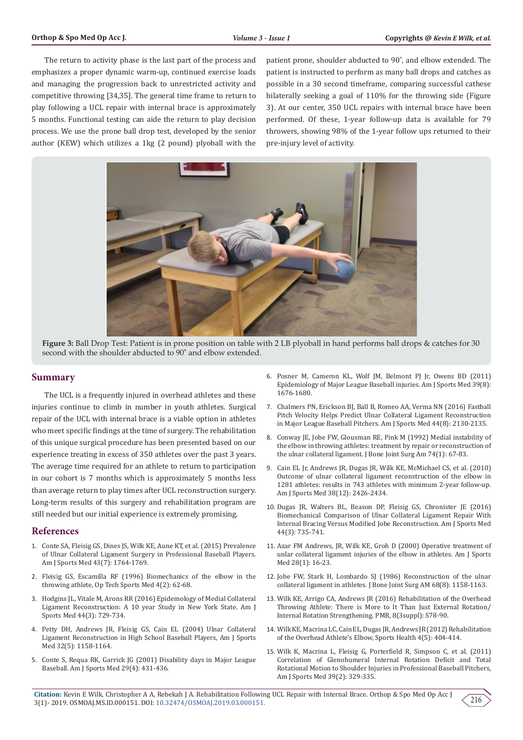The return to activity phase is the last part of the process and emphasizes a proper dynamic warm-up, continued exercise loads and managing the progression back to unrestricted activity and competitive throwing [34,35]. The general time frame to return to play following a UCL repair with internal brace is approximately 5 months. Functional testing can aide the return to play decision process. We use the prone ball drop test, developed by the senior author (KEW) which utilizes a 1kg (2 pound) plyoball with the patient prone, shoulder abducted to 90˚, and elbow extended. The patient is instructed to perform as many ball drops and catches as possible in a 30 second timeframe, comparing successful cathese bilaterally seeking a goal of 110% for the throwing side (Figure 3). At our center, 350 UCL repairs with internal brace have been performed. Of these, 1-year follow-up data is available for 79 throwers, showing 98% of the 1-year follow ups returned to their pre-injury level of activity.

**Figure 3:** Ball Drop Test: Patient is in prone position on table with 2 LB plyoball in hand performs ball drops & catches for 30 second with the shoulder abducted to 90˚ and elbow extended.

## Summary

The UCL is a frequently injured in overhead athletes and these injuries continue to climb in number in youth athletes. Surgical repair of the UCL with internal brace is a viable option in athletes who meet specific findings at the time of surgery. The rehabilitation of this unique surgical procedure has been presented based on our experience treating in excess of 350 athletes over the past 3 years. The average time required for an athlete to return to participation in our cohort is 7 months which is approximately 5 months less than average return to play times after UCL reconstruction surgery. Long-term results of this surgery and rehabilitation program are still needed but our initial experience is extremely promising.

## References

1. Conte SA, Fleisig GS, Dines JS, Wilk KE, Aune KT, et al. (2015) Prevalence of Ulnar Collateral Ligament Surgery in Professional Baseball Players. Am J Sports Med 43(7): 1764-1769.
2. Fleisig GS, Escamilla RF (1996) Biomechanics of the elbow in the throwing athlete, Op Tech Sports Med 4(2): 62-68.
3. Hodgins JL, Vitale M, Arons RR (2016) Epidemiology of Medial Collateral Ligament Reconstruction: A 10 year Study in New York State. Am J Sports Med 44(3): 729-734.
4. Petty DH, Andrews JR, Fleisig GS, Cain EL (2004) Ulnar Collateral Ligament Reconstruction in High School Baseball Players, Am J Sports Med 32(5): 1158-1164.
5. Conte S, Requa RK, Garrick JG (2001) Disability days in Major League Baseball. Am J Sports Med 29(4): 431-436.
6. Posner M, Cameron KL, Wolf JM, Belmont PJ Jr, Owens BD (2011) Epidemiology of Major League Baseball injuries. Am J Sports Med 39(8): 1676-1680.
7. Chalmers PN, Erickson BJ, Ball B, Romeo AA, Verma NN (2016) Fastball Pitch Velocity Helps Predict Ulnar Collateral Ligament Reconstruction in Major League Baseball Pitchers. Am J Sports Med 44(8): 2130-2135.
8. Conway JE, Jobe FW, Glousman RE, Pink M (1992) Medial instability of the elbow in throwing athletes: treatment by repair or reconstruction of the ulnar collateral ligament. J Bone Joint Surg Am 74(1): 67-83.
9. Cain EL Jr, Andrews JR, Dugas JR, Wilk KE, McMichael CS, et al. (2010) Outcome of ulnar collateral ligament reconstruction of the elbow in 1281 athletes: results in 743 athletes with minimum 2-year follow-up. Am J Sports Med 38(12): 2426-2434.
10. Dugas JR, Walters BL, Beason DP, Fleisig GS, Chronister JE (2016) Biomechanical Comparison of Ulnar Collateral Ligament Repair With Internal Bracing Versus Modified Jobe Reconstruction. Am J Sports Med 44(3): 735-741.
11. Azar FM Andrews, JR, Wilk KE, Groh D (2000) Operative treatment of unlar collateral ligament injuries of the elbow in athletes. Am J Sports Med 28(1): 16-23.
12. Jobe FW, Stark H, Lombardo SJ (1986) Reconstruction of the ulnar collateral ligament in athletes. J Bone Joint Surg AM 68(8): 1158-1163.
13. Wilk KE, Arrigo CA, Andrews JR (2016) Rehabilitation of the Overhead Throwing Athlete: There is More to It Than Just External Rotation/ Internal Rotation Strengthening. PMR, 8(3suppl): S78-90.
14. Wilk KE, Macrina LC, Cain EL, Dugas JR, Andrews JR (2012) Rehabilitation of the Overhead Athlete's Elbow, Sports Health 4(5): 404-414.
15. Wilk K, Macrina L, Fleisig G, Porterfield R, Simpson C, et al. (2011) Correlation of Glenohumeral Internal Rotation Deficit and Total Rotational Motion to Shoulder Injuries in Professional Baseball Pitchers, Am J Sports Med 39(2): 329-335.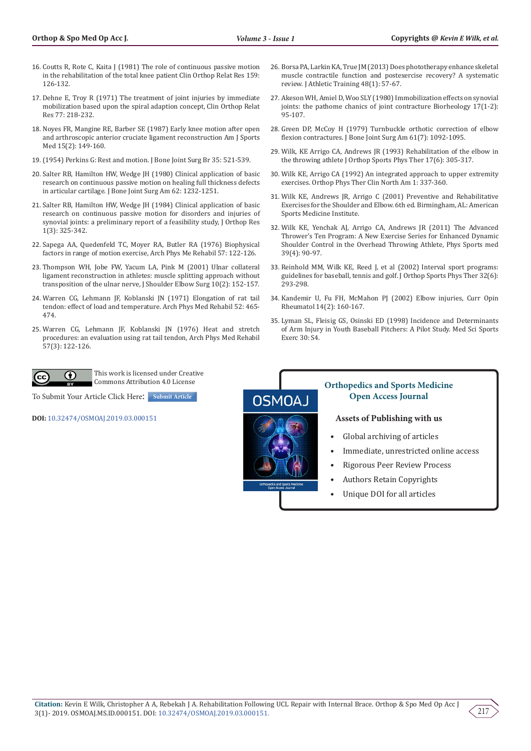16. Coutts R, Rote C, Kaita J (1981) The role of continuous passive motion in the rehabilitation of the total knee patient Clin Orthop Relat Res 159: 126-132.
17. Dehne E, Troy R (1971) The treatment of joint injuries by immediate mobilization based upon the spiral adaption concept, Clin Orthop Relat Res 77: 218-232.
18. Noyes FR, Mangine RE, Barber SE (1987) Early knee motion after open and arthroscopic anterior cruciate ligament reconstruction Am J Sports Med 15(2): 149-160.
19. (1954) Perkins G: Rest and motion. J Bone Joint Surg Br 35: 521-539.
20. Salter RB, Hamilton HW, Wedge JH (1980) Clinical application of basic research on continuous passive motion on healing full thickness defects in articular cartilage. J Bone Joint Surg Am 62: 1232-1251.
21. Salter RB, Hamilton HW, Wedge JH (1984) Clinical application of basic research on continuous passive motion for disorders and injuries of synovial joints: a preliminary report of a feasibility study, J Orthop Res 1(3): 325-342.
22. Sapega AA, Quedenfeld TC, Moyer RA, Butler RA (1976) Biophysical factors in range of motion exercise, Arch Phys Me Rehabil 57: 122-126.
23. Thompson WH, Jobe FW, Yacum LA, Pink M (2001) Ulnar collateral ligament reconstruction in athletes: muscle splitting approach without transposition of the ulnar nerve, J Shoulder Elbow Surg 10(2): 152-157.
24. Warren CG, Lehmann JF, Koblanski JN (1971) Elongation of rat tail tendon: effect of load and temperature. Arch Phys Med Rehabil 52: 465-474.
25. Warren CG, Lehmann JF, Koblanski JN (1976) Heat and stretch procedures: an evaluation using rat tail tendon, Arch Phys Med Rehabil 57(3): 122-126.
26. Borsa PA, Larkin KA, True JM (2013) Does phototherapy enhance skeletal muscle contractile function and postexercise recovery? A systematic review. J Athletic Training 48(1): 57-67.
27. Akeson WH, Amiel D, Woo SLY (1980) Immobilization effects on synovial joints: the pathome chanics of joint contracture Biorheology 17(1-2): 95-107.
28. Green DP, McCoy H (1979) Turnbuckle orthotic correction of elbow flexion contractures. J Bone Joint Surg Am 61(7): 1092-1095.
29. Wilk, KE Arrigo CA, Andrews JR (1993) Rehabilitation of the elbow in the throwing athlete J Orthop Sports Phys Ther 17(6): 305-317.
30. Wilk KE, Arrigo CA (1992) An integrated approach to upper extremity exercises. Orthop Phys Ther Clin North Am 1: 337-360.
31. Wilk KE, Andrews JR, Arrigo C (2001) Preventive and Rehabilitative Exercises for the Shoulder and Elbow. 6th ed. Birmingham, AL: American Sports Medicine Institute.
32. Wilk KE, Yenchak AJ, Arrigo CA, Andrews JR (2011) The Advanced Thrower's Ten Program: A New Exercise Series for Enhanced Dynamic Shoulder Control in the Overhead Throwing Athlete, Phys Sports med 39(4): 90-97.
33. Reinhold MM, Wilk KE, Reed J, et al (2002) Interval sport programs: guidelines for baseball, tennis and golf. J Orthop Sports Phys Ther 32(6): 293-298.
34. Kandemir U, Fu FH, McMahon PJ (2002) Elbow injuries, Curr Opin Rheumatol 14(2): 160-167.
35. Lyman SL, Fleisig GS, Osinski ED (1998) Incidence and Determinants of Arm Injury in Youth Baseball Pitchers: A Pilot Study. Med Sci Sports Exerc 30: S4.

This work is licensed under Creative Commons Attribution 4.0 License

To Submit Your Article Click Here: Submit Article

**DOI:** 10.32474/OSMOAJ.2019.03.000151

**Orthopedics and Sports Medicine Open Access Journal**

**Assets of Publishing with us**

- Global archiving of articles
- Immediate, unrestricted online access
- Rigorous Peer Review Process
- Authors Retain Copyrights
- Unique DOI for all articles

**Citation:** Kevin E Wilk, Christopher A A, Rebekah J A. Rehabilitation Following UCL Repair with Internal Brace. Orthop & Spo Med Op Acc J 3(1)- 2019. OSMOAJ.MS.ID.000151. DOI: 10.32474/OSMOAJ.2019.03.000151.